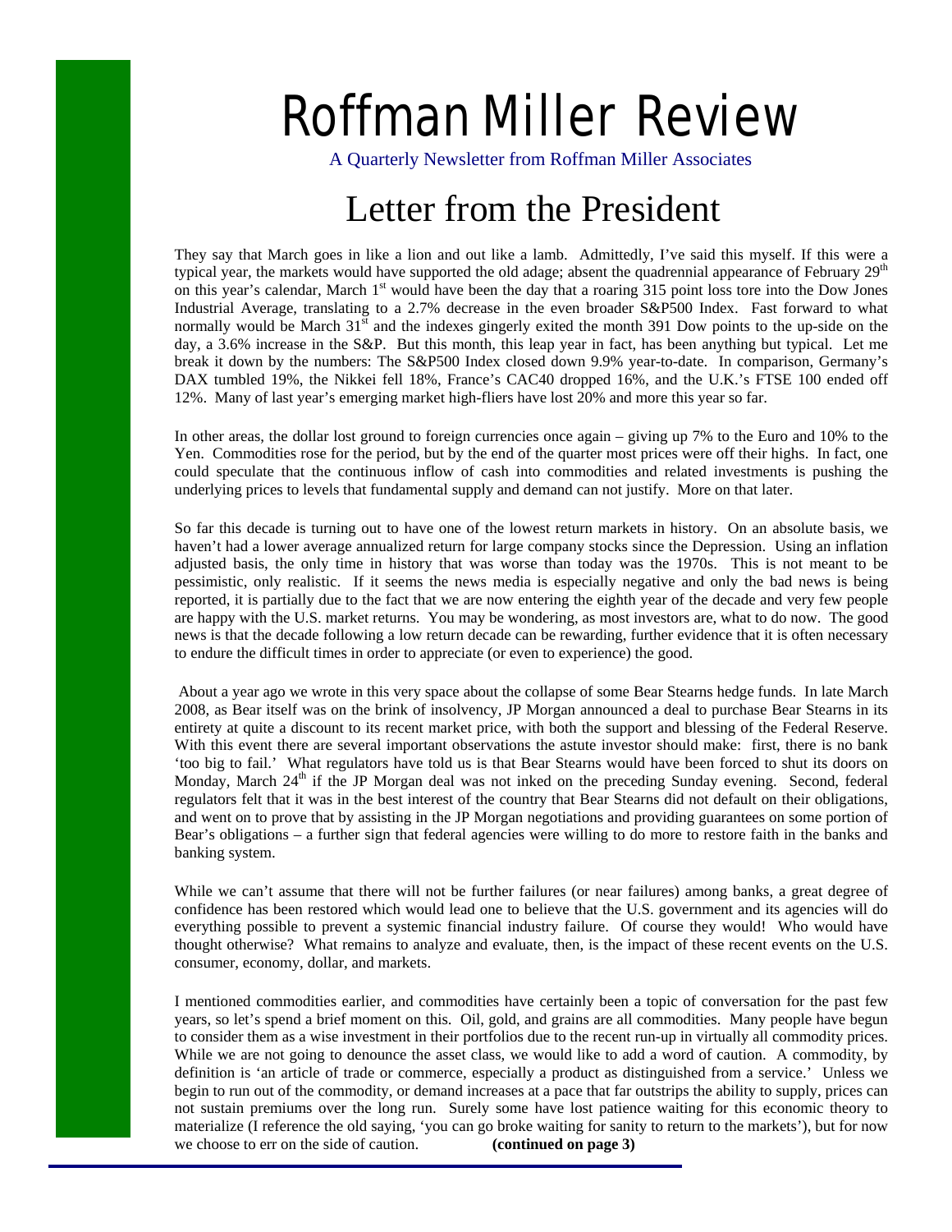# Roffman Miller Review

A Quarterly Newsletter from Roffman Miller Associates

## Letter from the President

They say that March goes in like a lion and out like a lamb. Admittedly, I've said this myself. If this were a typical year, the markets would have supported the old adage; absent the quadrennial appearance of February 29th on this year's calendar, March 1st would have been the day that a roaring 315 point loss tore into the Dow Jones Industrial Average, translating to a 2.7% decrease in the even broader S&P500 Index. Fast forward to what normally would be March 31st and the indexes gingerly exited the month 391 Dow points to the up-side on the day, a 3.6% increase in the S&P. But this month, this leap year in fact, has been anything but typical. Let me break it down by the numbers: The S&P500 Index closed down 9.9% year-to-date. In comparison, Germany's DAX tumbled 19%, the Nikkei fell 18%, France's CAC40 dropped 16%, and the U.K.'s FTSE 100 ended off 12%. Many of last year's emerging market high-fliers have lost 20% and more this year so far.

In other areas, the dollar lost ground to foreign currencies once again – giving up 7% to the Euro and 10% to the Yen. Commodities rose for the period, but by the end of the quarter most prices were off their highs. In fact, one could speculate that the continuous inflow of cash into commodities and related investments is pushing the underlying prices to levels that fundamental supply and demand can not justify. More on that later.

So far this decade is turning out to have one of the lowest return markets in history. On an absolute basis, we haven't had a lower average annualized return for large company stocks since the Depression. Using an inflation adjusted basis, the only time in history that was worse than today was the 1970s. This is not meant to be pessimistic, only realistic. If it seems the news media is especially negative and only the bad news is being reported, it is partially due to the fact that we are now entering the eighth year of the decade and very few people are happy with the U.S. market returns. You may be wondering, as most investors are, what to do now. The good news is that the decade following a low return decade can be rewarding, further evidence that it is often necessary to endure the difficult times in order to appreciate (or even to experience) the good.

About a year ago we wrote in this very space about the collapse of some Bear Stearns hedge funds. In late March 2008, as Bear itself was on the brink of insolvency, JP Morgan announced a deal to purchase Bear Stearns in its entirety at quite a discount to its recent market price, with both the support and blessing of the Federal Reserve. With this event there are several important observations the astute investor should make: first, there is no bank 'too big to fail.' What regulators have told us is that Bear Stearns would have been forced to shut its doors on Monday, March 24th if the JP Morgan deal was not inked on the preceding Sunday evening. Second, federal regulators felt that it was in the best interest of the country that Bear Stearns did not default on their obligations, and went on to prove that by assisting in the JP Morgan negotiations and providing guarantees on some portion of Bear's obligations – a further sign that federal agencies were willing to do more to restore faith in the banks and banking system.

While we can't assume that there will not be further failures (or near failures) among banks, a great degree of confidence has been restored which would lead one to believe that the U.S. government and its agencies will do everything possible to prevent a systemic financial industry failure. Of course they would! Who would have thought otherwise? What remains to analyze and evaluate, then, is the impact of these recent events on the U.S. consumer, economy, dollar, and markets.

I mentioned commodities earlier, and commodities have certainly been a topic of conversation for the past few years, so let's spend a brief moment on this. Oil, gold, and grains are all commodities. Many people have begun to consider them as a wise investment in their portfolios due to the recent run-up in virtually all commodity prices. While we are not going to denounce the asset class, we would like to add a word of caution. A commodity, by definition is 'an article of trade or commerce, especially a product as distinguished from a service.' Unless we begin to run out of the commodity, or demand increases at a pace that far outstrips the ability to supply, prices can not sustain premiums over the long run. Surely some have lost patience waiting for this economic theory to materialize (I reference the old saying, 'you can go broke waiting for sanity to return to the markets'), but for now we choose to err on the side of caution. **(continued on page 3)**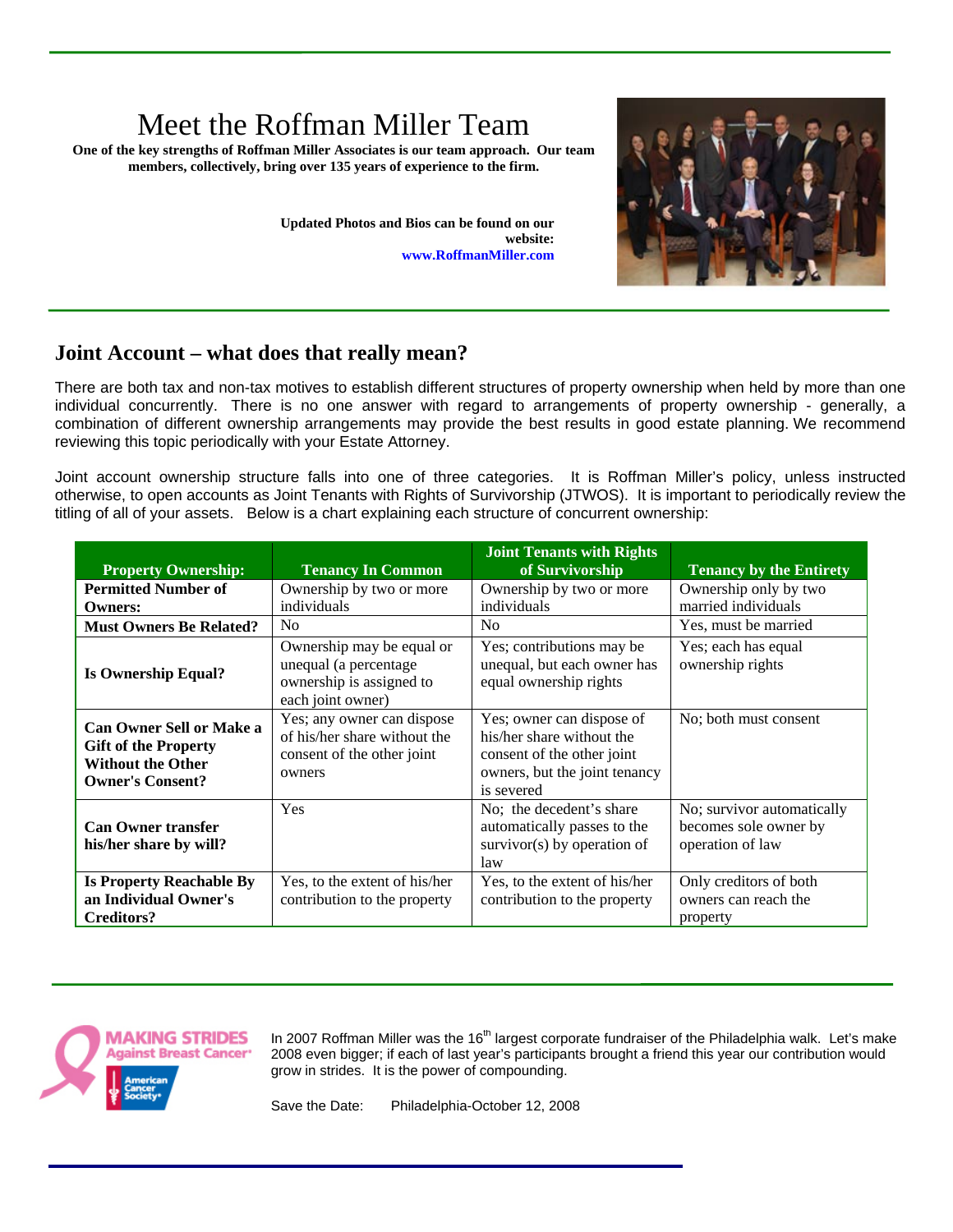# Meet the Roffman Miller Team

**One of the key strengths of Roffman Miller Associates is our team approach. Our team members, collectively, bring over 135 years of experience to the firm.**

**Updated Photos and Bios can be found on our website: www.RoffmanMiller.com**

## Joint Account – what does that really mean?

There are both tax and non-tax motives to establish different structures of property ownership when held by more than one individual concurrently. There is no one answer with regard to arrangements of property ownership - generally, a combination of different ownership arrangements may provide the best results in good estate planning. We recommend reviewing this topic periodically with your Estate Attorney.

Joint account ownership structure falls into one of three categories. It is Roffman Miller's policy, unless instructed otherwise, to open accounts as Joint Tenants with Rights of Survivorship (JTWOS). It is important to periodically review the titling of all of your assets. Below is a chart explaining each structure of concurrent ownership:

| Property Ownership: | Tenancy In Common | Joint Tenants with Rights of Survivorship | Tenancy by the Entirety |
|---|---|---|---|
| **Permitted Number of Owners:** | Ownership by two or more individuals | Ownership by two or more individuals | Ownership only by two married individuals |
| **Must Owners Be Related?** | No | No | Yes, must be married |
| **Is Ownership Equal?** | Ownership may be equal or unequal (a percentage ownership is assigned to each joint owner) | Yes; contributions may be unequal, but each owner has equal ownership rights | Yes; each has equal ownership rights |
| **Can Owner Sell or Make a Gift of the Property Without the Other Owner's Consent?** | Yes; any owner can dispose of his/her share without the consent of the other joint owners | Yes; owner can dispose of his/her share without the consent of the other joint owners, but the joint tenancy is severed | No; both must consent |
| **Can Owner transfer his/her share by will?** | Yes | No; the decedent's share automatically passes to the survivor(s) by operation of law | No; survivor automatically becomes sole owner by operation of law |
| **Is Property Reachable By an Individual Owner's Creditors?** | Yes, to the extent of his/her contribution to the property | Yes, to the extent of his/her contribution to the property | Only creditors of both owners can reach the property |

MAKING STRIDES Against Breast Cancer — American Cancer Society

In 2007 Roffman Miller was the 16th largest corporate fundraiser of the Philadelphia walk. Let's make 2008 even bigger; if each of last year's participants brought a friend this year our contribution would grow in strides. It is the power of compounding.

Save the Date: Philadelphia-October 12, 2008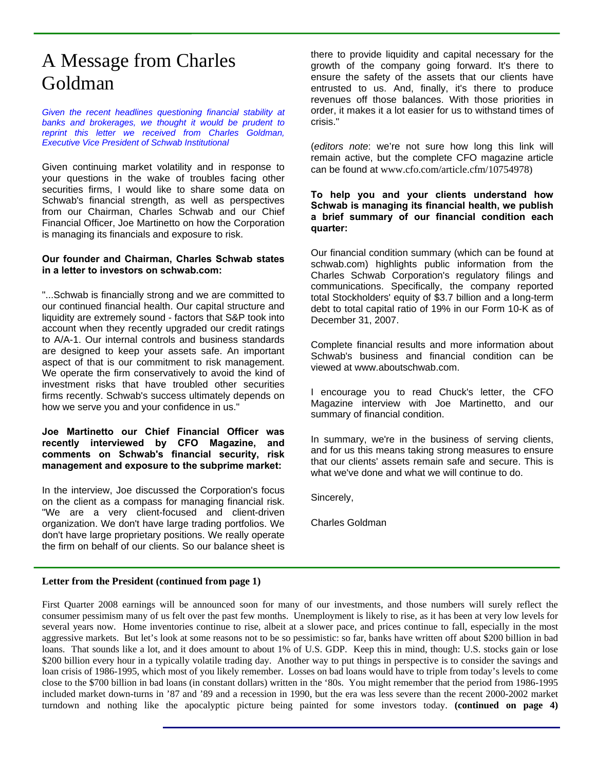# A Message from Charles Goldman

*Given the recent headlines questioning financial stability at banks and brokerages, we thought it would be prudent to reprint this letter we received from Charles Goldman, Executive Vice President of Schwab Institutional*

Given continuing market volatility and in response to your questions in the wake of troubles facing other securities firms, I would like to share some data on Schwab's financial strength, as well as perspectives from our Chairman, Charles Schwab and our Chief Financial Officer, Joe Martinetto on how the Corporation is managing its financials and exposure to risk.

**Our founder and Chairman, Charles Schwab states in a letter to investors on schwab.com:**

"...Schwab is financially strong and we are committed to our continued financial health. Our capital structure and liquidity are extremely sound - factors that S&P took into account when they recently upgraded our credit ratings to A/A-1. Our internal controls and business standards are designed to keep your assets safe. An important aspect of that is our commitment to risk management. We operate the firm conservatively to avoid the kind of investment risks that have troubled other securities firms recently. Schwab's success ultimately depends on how we serve you and your confidence in us."

**Joe Martinetto our Chief Financial Officer was recently interviewed by CFO Magazine, and comments on Schwab's financial security, risk management and exposure to the subprime market:**

In the interview, Joe discussed the Corporation's focus on the client as a compass for managing financial risk. "We are a very client-focused and client-driven organization. We don't have large trading portfolios. We don't have large proprietary positions. We really operate the firm on behalf of our clients. So our balance sheet is there to provide liquidity and capital necessary for the growth of the company going forward. It's there to ensure the safety of the assets that our clients have entrusted to us. And, finally, it's there to produce revenues off those balances. With those priorities in order, it makes it a lot easier for us to withstand times of crisis."

(*editors note*: we're not sure how long this link will remain active, but the complete CFO magazine article can be found at www.cfo.com/article.cfm/10754978)

**To help you and your clients understand how Schwab is managing its financial health, we publish a brief summary of our financial condition each quarter:**

Our financial condition summary (which can be found at schwab.com) highlights public information from the Charles Schwab Corporation's regulatory filings and communications. Specifically, the company reported total Stockholders' equity of $3.7 billion and a long-term debt to total capital ratio of 19% in our Form 10-K as of December 31, 2007.

Complete financial results and more information about Schwab's business and financial condition can be viewed at www.aboutschwab.com.

I encourage you to read Chuck's letter, the CFO Magazine interview with Joe Martinetto, and our summary of financial condition.

In summary, we're in the business of serving clients, and for us this means taking strong measures to ensure that our clients' assets remain safe and secure. This is what we've done and what we will continue to do.

Sincerely,

Charles Goldman

---

**Letter from the President (continued from page 1)**

First Quarter 2008 earnings will be announced soon for many of our investments, and those numbers will surely reflect the consumer pessimism many of us felt over the past few months. Unemployment is likely to rise, as it has been at very low levels for several years now. Home inventories continue to rise, albeit at a slower pace, and prices continue to fall, especially in the most aggressive markets. But let's look at some reasons not to be so pessimistic: so far, banks have written off about $200 billion in bad loans. That sounds like a lot, and it does amount to about 1% of U.S. GDP. Keep this in mind, though: U.S. stocks gain or lose $200 billion every hour in a typically volatile trading day. Another way to put things in perspective is to consider the savings and loan crisis of 1986-1995, which most of you likely remember. Losses on bad loans would have to triple from today's levels to come close to the $700 billion in bad loans (in constant dollars) written in the '80s. You might remember that the period from 1986-1995 included market down-turns in '87 and '89 and a recession in 1990, but the era was less severe than the recent 2000-2002 market turndown and nothing like the apocalyptic picture being painted for some investors today. **(continued on page 4)**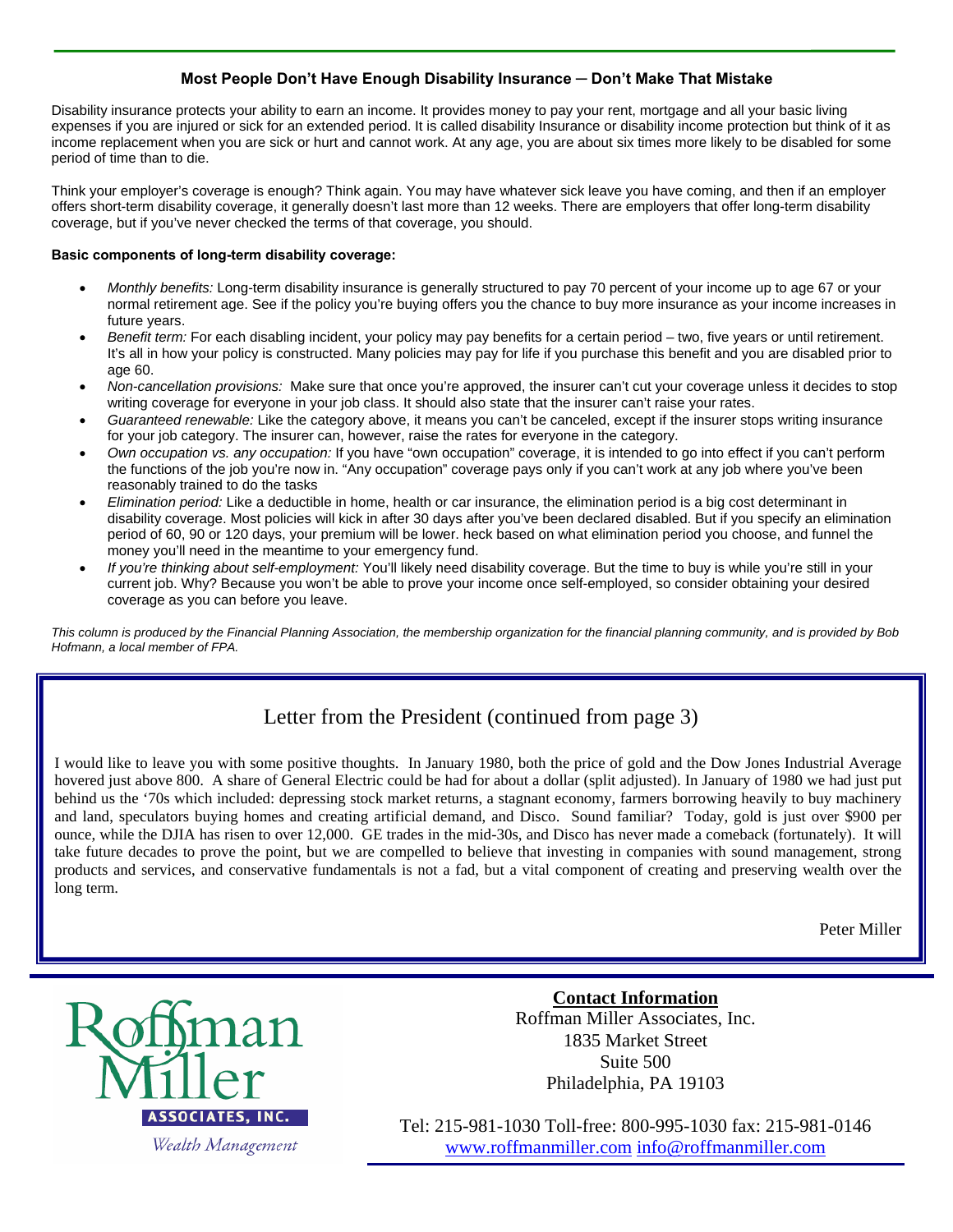## Most People Don't Have Enough Disability Insurance ─ Don't Make That Mistake

Disability insurance protects your ability to earn an income. It provides money to pay your rent, mortgage and all your basic living expenses if you are injured or sick for an extended period. It is called disability Insurance or disability income protection but think of it as income replacement when you are sick or hurt and cannot work. At any age, you are about six times more likely to be disabled for some period of time than to die.

Think your employer's coverage is enough? Think again. You may have whatever sick leave you have coming, and then if an employer offers short-term disability coverage, it generally doesn't last more than 12 weeks. There are employers that offer long-term disability coverage, but if you've never checked the terms of that coverage, you should.

**Basic components of long-term disability coverage:**

- *Monthly benefits:* Long-term disability insurance is generally structured to pay 70 percent of your income up to age 67 or your normal retirement age. See if the policy you're buying offers you the chance to buy more insurance as your income increases in future years.
- *Benefit term:* For each disabling incident, your policy may pay benefits for a certain period – two, five years or until retirement. It's all in how your policy is constructed. Many policies may pay for life if you purchase this benefit and you are disabled prior to age 60.
- *Non-cancellation provisions:* Make sure that once you're approved, the insurer can't cut your coverage unless it decides to stop writing coverage for everyone in your job class. It should also state that the insurer can't raise your rates.
- *Guaranteed renewable:* Like the category above, it means you can't be canceled, except if the insurer stops writing insurance for your job category. The insurer can, however, raise the rates for everyone in the category.
- *Own occupation vs. any occupation:* If you have "own occupation" coverage, it is intended to go into effect if you can't perform the functions of the job you're now in. "Any occupation" coverage pays only if you can't work at any job where you've been reasonably trained to do the tasks
- *Elimination period:* Like a deductible in home, health or car insurance, the elimination period is a big cost determinant in disability coverage. Most policies will kick in after 30 days after you've been declared disabled. But if you specify an elimination period of 60, 90 or 120 days, your premium will be lower. heck based on what elimination period you choose, and funnel the money you'll need in the meantime to your emergency fund.
- *If you're thinking about self-employment:* You'll likely need disability coverage. But the time to buy is while you're still in your current job. Why? Because you won't be able to prove your income once self-employed, so consider obtaining your desired coverage as you can before you leave.

*This column is produced by the Financial Planning Association, the membership organization for the financial planning community, and is provided by Bob Hofmann, a local member of FPA.*

## Letter from the President (continued from page 3)

I would like to leave you with some positive thoughts. In January 1980, both the price of gold and the Dow Jones Industrial Average hovered just above 800. A share of General Electric could be had for about a dollar (split adjusted). In January of 1980 we had just put behind us the '70s which included: depressing stock market returns, a stagnant economy, farmers borrowing heavily to buy machinery and land, speculators buying homes and creating artificial demand, and Disco. Sound familiar? Today, gold is just over $900 per ounce, while the DJIA has risen to over 12,000. GE trades in the mid-30s, and Disco has never made a comeback (fortunately). It will take future decades to prove the point, but we are compelled to believe that investing in companies with sound management, strong products and services, and conservative fundamentals is not a fad, but a vital component of creating and preserving wealth over the long term.

Peter Miller

Roffman Miller
ASSOCIATES, INC.
Wealth Management

**Contact Information**

Roffman Miller Associates, Inc.
1835 Market Street
Suite 500
Philadelphia, PA 19103

Tel: 215-981-1030 Toll-free: 800-995-1030 fax: 215-981-0146
www.roffmanmiller.com info@roffmanmiller.com